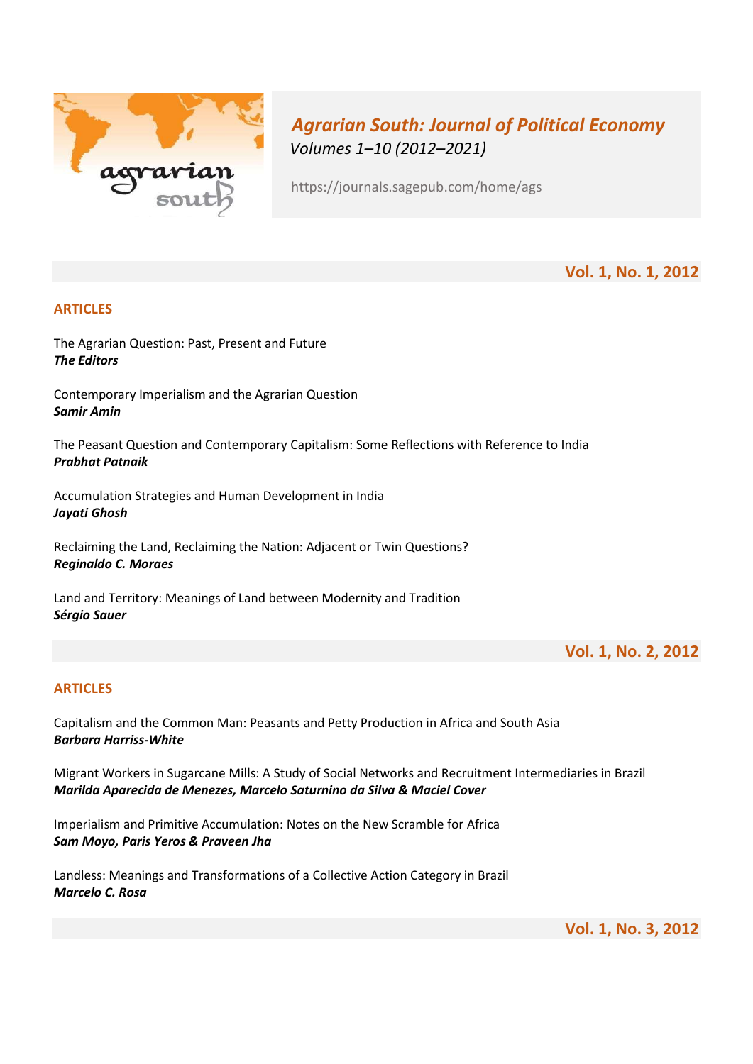# *Agrarian South: Journal of Political Economy*

*Volumes 1–10 (2012–2021)*

https://journals.sagepub.com/home/ags

## Vol. 1, No. 1, 2012

### ARTICLES

The Agrarian Question: Past, Present and Future
***The Editors***

Contemporary Imperialism and the Agrarian Question
***Samir Amin***

The Peasant Question and Contemporary Capitalism: Some Reflections with Reference to India
***Prabhat Patnaik***

Accumulation Strategies and Human Development in India
***Jayati Ghosh***

Reclaiming the Land, Reclaiming the Nation: Adjacent or Twin Questions?
***Reginaldo C. Moraes***

Land and Territory: Meanings of Land between Modernity and Tradition
***Sérgio Sauer***

## Vol. 1, No. 2, 2012

### ARTICLES

Capitalism and the Common Man: Peasants and Petty Production in Africa and South Asia
***Barbara Harriss-White***

Migrant Workers in Sugarcane Mills: A Study of Social Networks and Recruitment Intermediaries in Brazil
***Marilda Aparecida de Menezes, Marcelo Saturnino da Silva & Maciel Cover***

Imperialism and Primitive Accumulation: Notes on the New Scramble for Africa
***Sam Moyo, Paris Yeros & Praveen Jha***

Landless: Meanings and Transformations of a Collective Action Category in Brazil
***Marcelo C. Rosa***

## Vol. 1, No. 3, 2012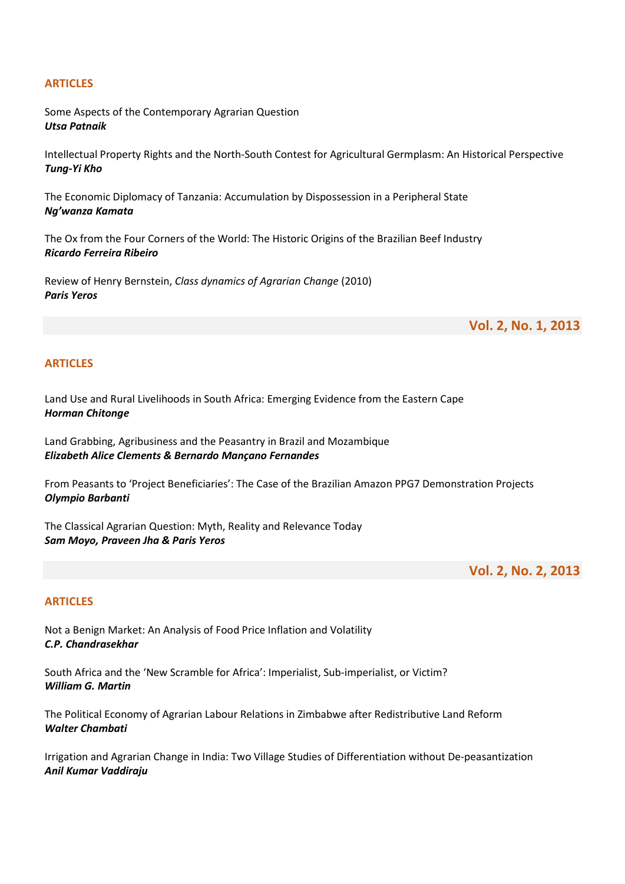## ARTICLES

Some Aspects of the Contemporary Agrarian Question
***Utsa Patnaik***

Intellectual Property Rights and the North-South Contest for Agricultural Germplasm: An Historical Perspective
***Tung-Yi Kho***

The Economic Diplomacy of Tanzania: Accumulation by Dispossession in a Peripheral State
***Ng'wanza Kamata***

The Ox from the Four Corners of the World: The Historic Origins of the Brazilian Beef Industry
***Ricardo Ferreira Ribeiro***

Review of Henry Bernstein, *Class dynamics of Agrarian Change* (2010)
***Paris Yeros***

## Vol. 2, No. 1, 2013

## ARTICLES

Land Use and Rural Livelihoods in South Africa: Emerging Evidence from the Eastern Cape
***Horman Chitonge***

Land Grabbing, Agribusiness and the Peasantry in Brazil and Mozambique
***Elizabeth Alice Clements & Bernardo Mançano Fernandes***

From Peasants to 'Project Beneficiaries': The Case of the Brazilian Amazon PPG7 Demonstration Projects
***Olympio Barbanti***

The Classical Agrarian Question: Myth, Reality and Relevance Today
***Sam Moyo, Praveen Jha & Paris Yeros***

## Vol. 2, No. 2, 2013

## ARTICLES

Not a Benign Market: An Analysis of Food Price Inflation and Volatility
***C.P. Chandrasekhar***

South Africa and the 'New Scramble for Africa': Imperialist, Sub-imperialist, or Victim?
***William G. Martin***

The Political Economy of Agrarian Labour Relations in Zimbabwe after Redistributive Land Reform
***Walter Chambati***

Irrigation and Agrarian Change in India: Two Village Studies of Differentiation without De-peasantization
***Anil Kumar Vaddiraju***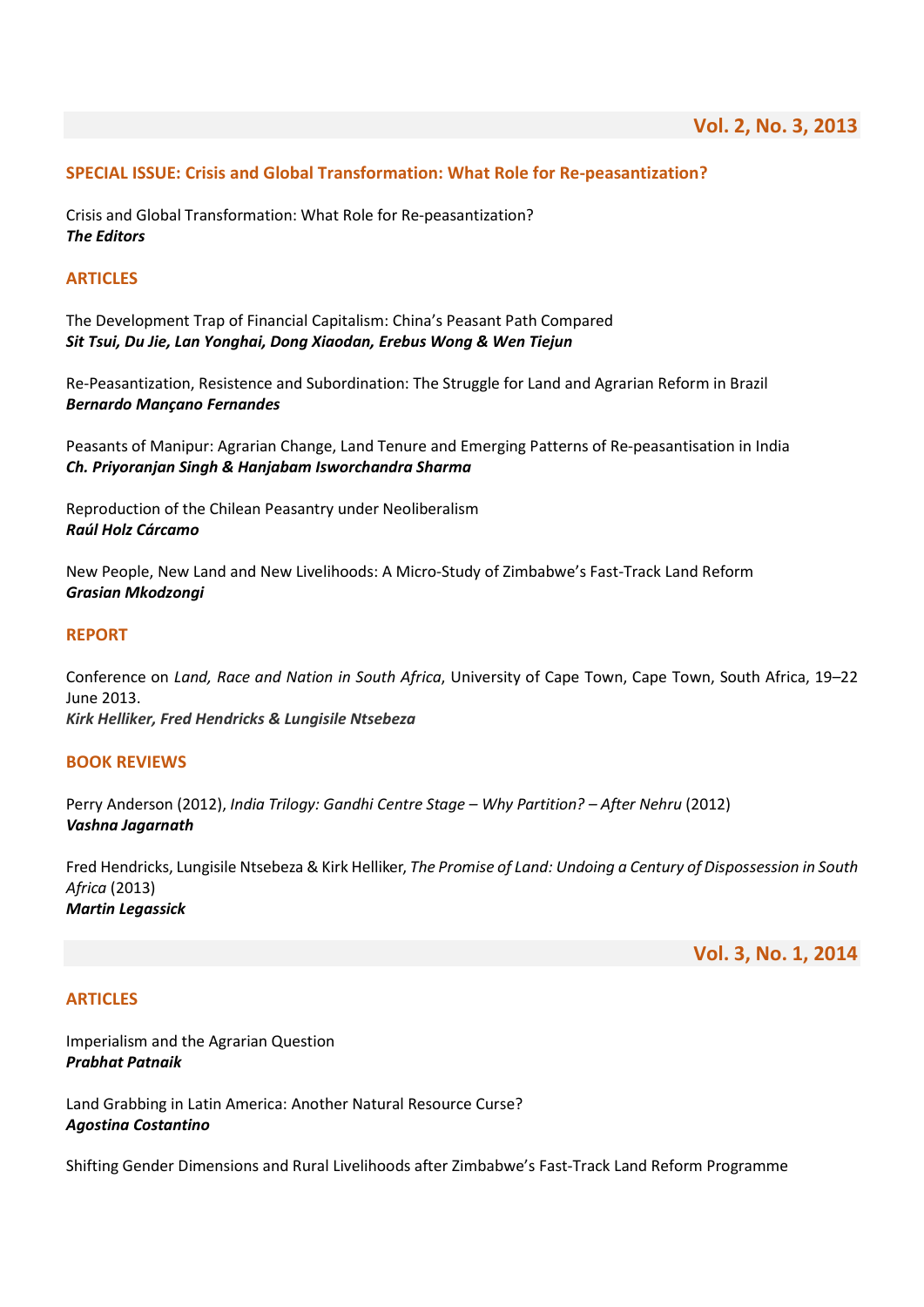## Vol. 2, No. 3, 2013

### SPECIAL ISSUE: Crisis and Global Transformation: What Role for Re-peasantization?

Crisis and Global Transformation: What Role for Re-peasantization?
***The Editors***

### ARTICLES

The Development Trap of Financial Capitalism: China's Peasant Path Compared
***Sit Tsui, Du Jie, Lan Yonghai, Dong Xiaodan, Erebus Wong & Wen Tiejun***

Re-Peasantization, Resistence and Subordination: The Struggle for Land and Agrarian Reform in Brazil
***Bernardo Mançano Fernandes***

Peasants of Manipur: Agrarian Change, Land Tenure and Emerging Patterns of Re-peasantisation in India
***Ch. Priyoranjan Singh & Hanjabam Isworchandra Sharma***

Reproduction of the Chilean Peasantry under Neoliberalism
***Raúl Holz Cárcamo***

New People, New Land and New Livelihoods: A Micro-Study of Zimbabwe's Fast-Track Land Reform
***Grasian Mkodzongi***

### REPORT

Conference on *Land, Race and Nation in South Africa*, University of Cape Town, Cape Town, South Africa, 19–22 June 2013.
***Kirk Helliker, Fred Hendricks & Lungisile Ntsebeza***

### BOOK REVIEWS

Perry Anderson (2012), *India Trilogy: Gandhi Centre Stage – Why Partition? – After Nehru* (2012)
***Vashna Jagarnath***

Fred Hendricks, Lungisile Ntsebeza & Kirk Helliker, *The Promise of Land: Undoing a Century of Dispossession in South Africa* (2013)
***Martin Legassick***

## Vol. 3, No. 1, 2014

### ARTICLES

Imperialism and the Agrarian Question
***Prabhat Patnaik***

Land Grabbing in Latin America: Another Natural Resource Curse?
***Agostina Costantino***

Shifting Gender Dimensions and Rural Livelihoods after Zimbabwe's Fast-Track Land Reform Programme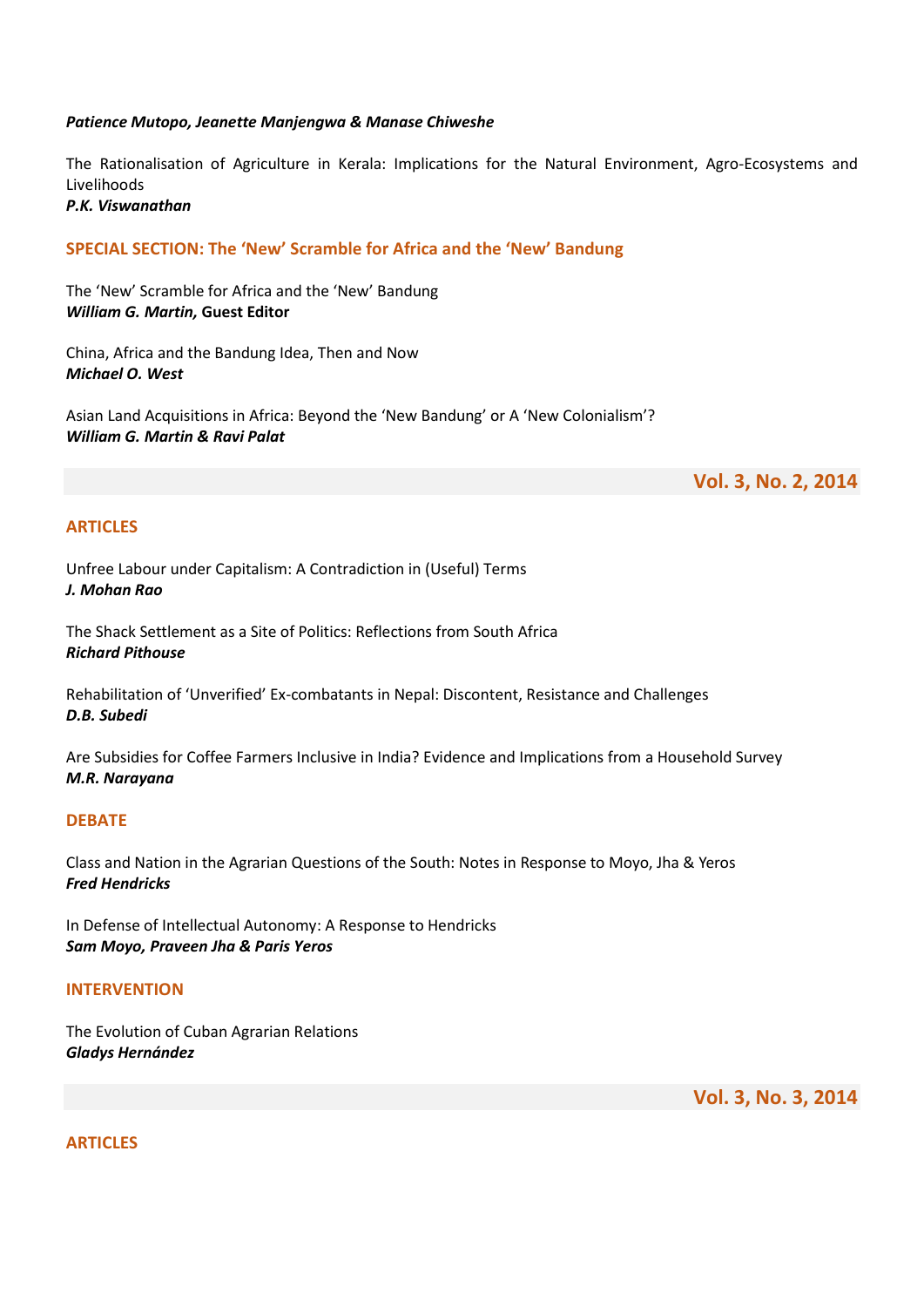***Patience Mutopo, Jeanette Manjengwa & Manase Chiweshe***

The Rationalisation of Agriculture in Kerala: Implications for the Natural Environment, Agro-Ecosystems and Livelihoods
***P.K. Viswanathan***

### SPECIAL SECTION: The 'New' Scramble for Africa and the 'New' Bandung

The 'New' Scramble for Africa and the 'New' Bandung
***William G. Martin,* Guest Editor**

China, Africa and the Bandung Idea, Then and Now
***Michael O. West***

Asian Land Acquisitions in Africa: Beyond the 'New Bandung' or A 'New Colonialism'?
***William G. Martin & Ravi Palat***

## Vol. 3, No. 2, 2014

### ARTICLES

Unfree Labour under Capitalism: A Contradiction in (Useful) Terms
***J. Mohan Rao***

The Shack Settlement as a Site of Politics: Reflections from South Africa
***Richard Pithouse***

Rehabilitation of 'Unverified' Ex-combatants in Nepal: Discontent, Resistance and Challenges
***D.B. Subedi***

Are Subsidies for Coffee Farmers Inclusive in India? Evidence and Implications from a Household Survey
***M.R. Narayana***

### DEBATE

Class and Nation in the Agrarian Questions of the South: Notes in Response to Moyo, Jha & Yeros
***Fred Hendricks***

In Defense of Intellectual Autonomy: A Response to Hendricks
***Sam Moyo, Praveen Jha & Paris Yeros***

### INTERVENTION

The Evolution of Cuban Agrarian Relations
***Gladys Hernández***

## Vol. 3, No. 3, 2014

### ARTICLES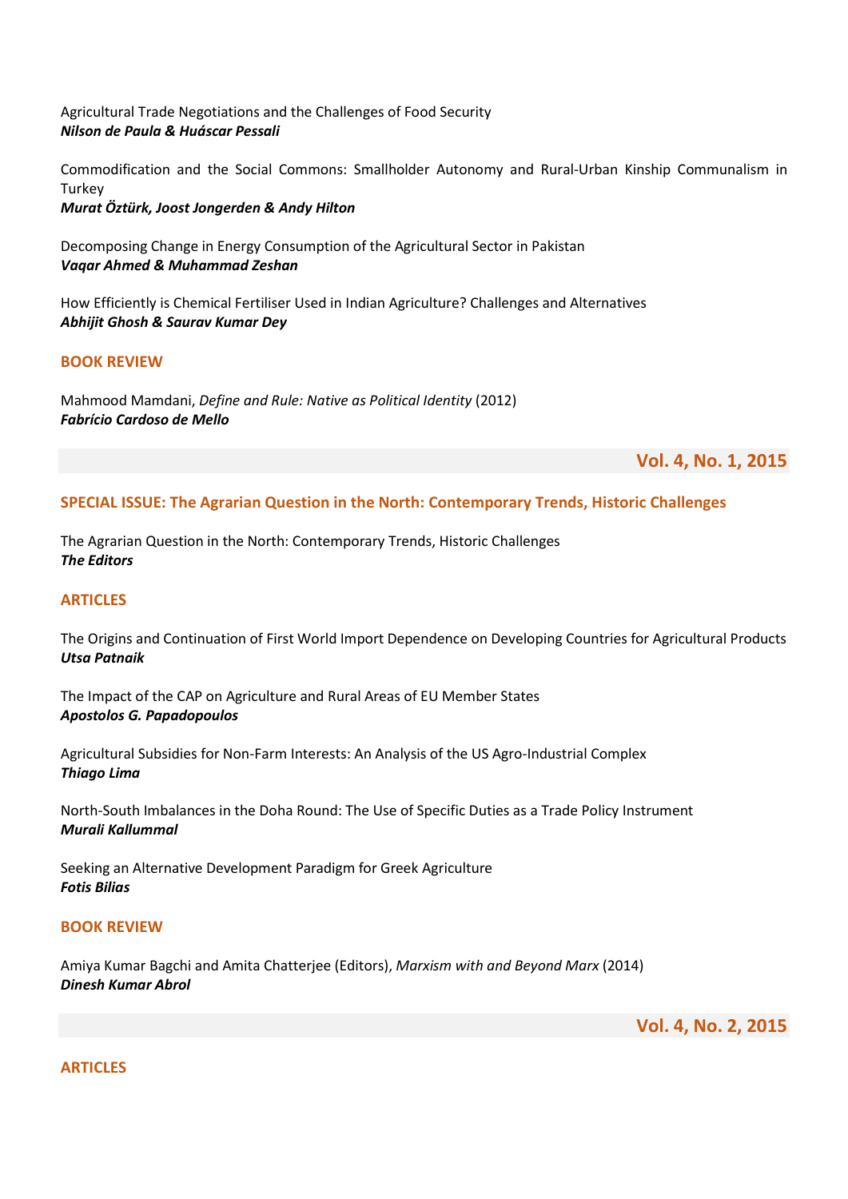Agricultural Trade Negotiations and the Challenges of Food Security
***Nilson de Paula & Huáscar Pessali***

Commodification and the Social Commons: Smallholder Autonomy and Rural-Urban Kinship Communalism in Turkey
***Murat Öztürk, Joost Jongerden & Andy Hilton***

Decomposing Change in Energy Consumption of the Agricultural Sector in Pakistan
***Vaqar Ahmed & Muhammad Zeshan***

How Efficiently is Chemical Fertiliser Used in Indian Agriculture? Challenges and Alternatives
***Abhijit Ghosh & Saurav Kumar Dey***

### BOOK REVIEW

Mahmood Mamdani, *Define and Rule: Native as Political Identity* (2012)
***Fabrício Cardoso de Mello***

## Vol. 4, No. 1, 2015

### SPECIAL ISSUE: The Agrarian Question in the North: Contemporary Trends, Historic Challenges

The Agrarian Question in the North: Contemporary Trends, Historic Challenges
***The Editors***

### ARTICLES

The Origins and Continuation of First World Import Dependence on Developing Countries for Agricultural Products
***Utsa Patnaik***

The Impact of the CAP on Agriculture and Rural Areas of EU Member States
***Apostolos G. Papadopoulos***

Agricultural Subsidies for Non-Farm Interests: An Analysis of the US Agro-Industrial Complex
***Thiago Lima***

North-South Imbalances in the Doha Round: The Use of Specific Duties as a Trade Policy Instrument
***Murali Kallummal***

Seeking an Alternative Development Paradigm for Greek Agriculture
***Fotis Bilias***

### BOOK REVIEW

Amiya Kumar Bagchi and Amita Chatterjee (Editors), *Marxism with and Beyond Marx* (2014)
***Dinesh Kumar Abrol***

## Vol. 4, No. 2, 2015

### ARTICLES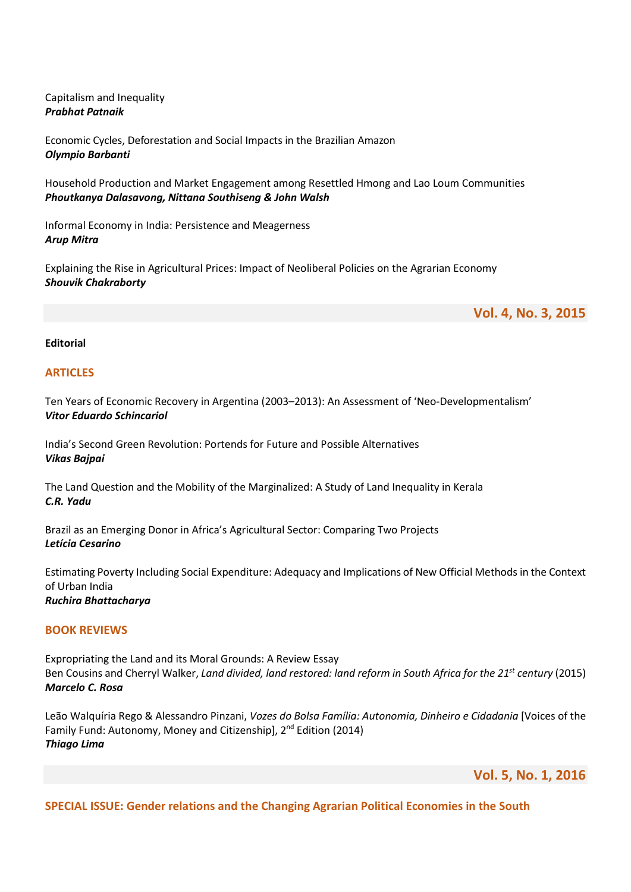Capitalism and Inequality
***Prabhat Patnaik***

Economic Cycles, Deforestation and Social Impacts in the Brazilian Amazon
***Olympio Barbanti***

Household Production and Market Engagement among Resettled Hmong and Lao Loum Communities
***Phoutkanya Dalasavong, Nittana Southiseng & John Walsh***

Informal Economy in India: Persistence and Meagerness
***Arup Mitra***

Explaining the Rise in Agricultural Prices: Impact of Neoliberal Policies on the Agrarian Economy
***Shouvik Chakraborty***

## Vol. 4, No. 3, 2015

**Editorial**

### ARTICLES

Ten Years of Economic Recovery in Argentina (2003–2013): An Assessment of 'Neo-Developmentalism'
***Vitor Eduardo Schincariol***

India's Second Green Revolution: Portends for Future and Possible Alternatives
***Vikas Bajpai***

The Land Question and the Mobility of the Marginalized: A Study of Land Inequality in Kerala
***C.R. Yadu***

Brazil as an Emerging Donor in Africa's Agricultural Sector: Comparing Two Projects
***Letícia Cesarino***

Estimating Poverty Including Social Expenditure: Adequacy and Implications of New Official Methods in the Context of Urban India
***Ruchira Bhattacharya***

### BOOK REVIEWS

Expropriating the Land and its Moral Grounds: A Review Essay
Ben Cousins and Cherryl Walker, *Land divided, land restored: land reform in South Africa for the 21st century* (2015)
***Marcelo C. Rosa***

Leão Walquíria Rego & Alessandro Pinzani, *Vozes do Bolsa Família: Autonomia, Dinheiro e Cidadania* [Voices of the Family Fund: Autonomy, Money and Citizenship], 2nd Edition (2014)
***Thiago Lima***

## Vol. 5, No. 1, 2016

### SPECIAL ISSUE: Gender relations and the Changing Agrarian Political Economies in the South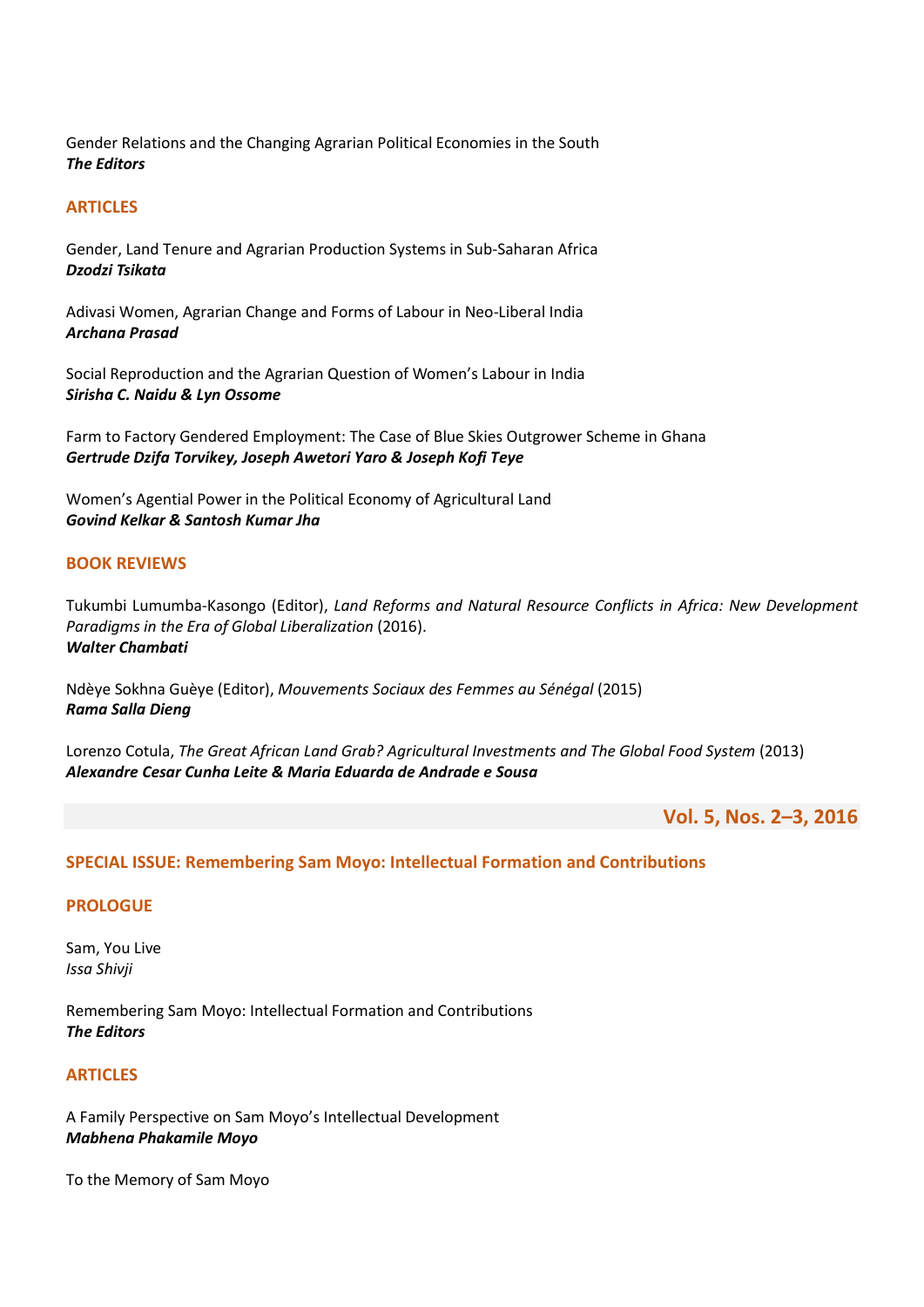Gender Relations and the Changing Agrarian Political Economies in the South
***The Editors***

## ARTICLES

Gender, Land Tenure and Agrarian Production Systems in Sub-Saharan Africa
***Dzodzi Tsikata***

Adivasi Women, Agrarian Change and Forms of Labour in Neo-Liberal India
***Archana Prasad***

Social Reproduction and the Agrarian Question of Women's Labour in India
***Sirisha C. Naidu & Lyn Ossome***

Farm to Factory Gendered Employment: The Case of Blue Skies Outgrower Scheme in Ghana
***Gertrude Dzifa Torvikey, Joseph Awetori Yaro & Joseph Kofi Teye***

Women's Agential Power in the Political Economy of Agricultural Land
***Govind Kelkar & Santosh Kumar Jha***

## BOOK REVIEWS

Tukumbi Lumumba-Kasongo (Editor), *Land Reforms and Natural Resource Conflicts in Africa: New Development Paradigms in the Era of Global Liberalization* (2016).
***Walter Chambati***

Ndèye Sokhna Guèye (Editor), *Mouvements Sociaux des Femmes au Sénégal* (2015)
***Rama Salla Dieng***

Lorenzo Cotula, *The Great African Land Grab? Agricultural Investments and The Global Food System* (2013)
***Alexandre Cesar Cunha Leite & Maria Eduarda de Andrade e Sousa***

# Vol. 5, Nos. 2–3, 2016

## SPECIAL ISSUE: Remembering Sam Moyo: Intellectual Formation and Contributions

## PROLOGUE

Sam, You Live
*Issa Shivji*

Remembering Sam Moyo: Intellectual Formation and Contributions
***The Editors***

## ARTICLES

A Family Perspective on Sam Moyo's Intellectual Development
***Mabhena Phakamile Moyo***

To the Memory of Sam Moyo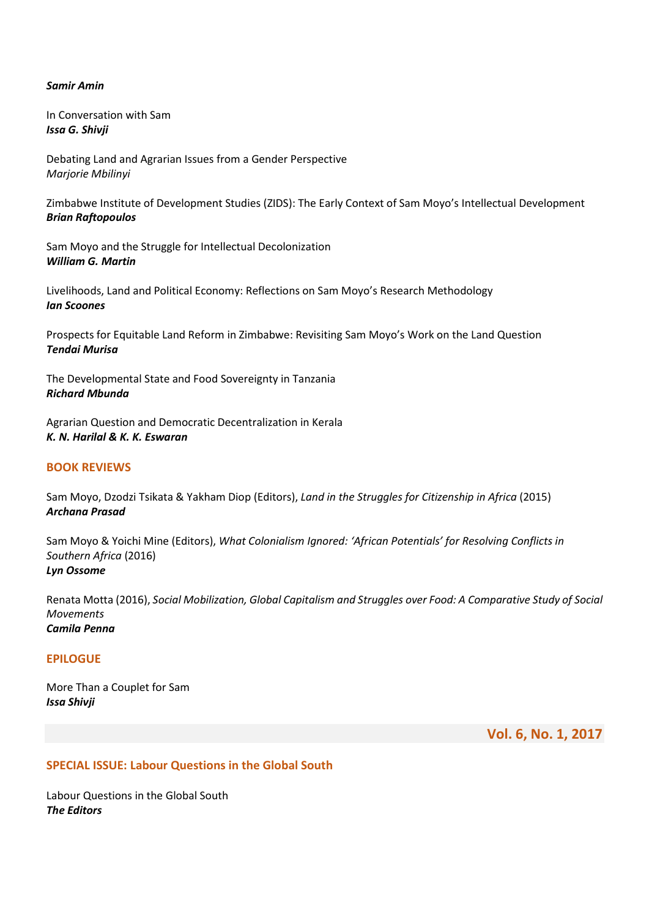***Samir Amin***

In Conversation with Sam
***Issa G. Shivji***

Debating Land and Agrarian Issues from a Gender Perspective
*Marjorie Mbilinyi*

Zimbabwe Institute of Development Studies (ZIDS): The Early Context of Sam Moyo's Intellectual Development
***Brian Raftopoulos***

Sam Moyo and the Struggle for Intellectual Decolonization
***William G. Martin***

Livelihoods, Land and Political Economy: Reflections on Sam Moyo's Research Methodology
***Ian Scoones***

Prospects for Equitable Land Reform in Zimbabwe: Revisiting Sam Moyo's Work on the Land Question
***Tendai Murisa***

The Developmental State and Food Sovereignty in Tanzania
***Richard Mbunda***

Agrarian Question and Democratic Decentralization in Kerala
***K. N. Harilal & K. K. Eswaran***

## BOOK REVIEWS

Sam Moyo, Dzodzi Tsikata & Yakham Diop (Editors), *Land in the Struggles for Citizenship in Africa* (2015)
***Archana Prasad***

Sam Moyo & Yoichi Mine (Editors), *What Colonialism Ignored: 'African Potentials' for Resolving Conflicts in Southern Africa* (2016)
***Lyn Ossome***

Renata Motta (2016), *Social Mobilization, Global Capitalism and Struggles over Food: A Comparative Study of Social Movements*
***Camila Penna***

## EPILOGUE

More Than a Couplet for Sam
***Issa Shivji***

# Vol. 6, No. 1, 2017

## SPECIAL ISSUE: Labour Questions in the Global South

Labour Questions in the Global South
***The Editors***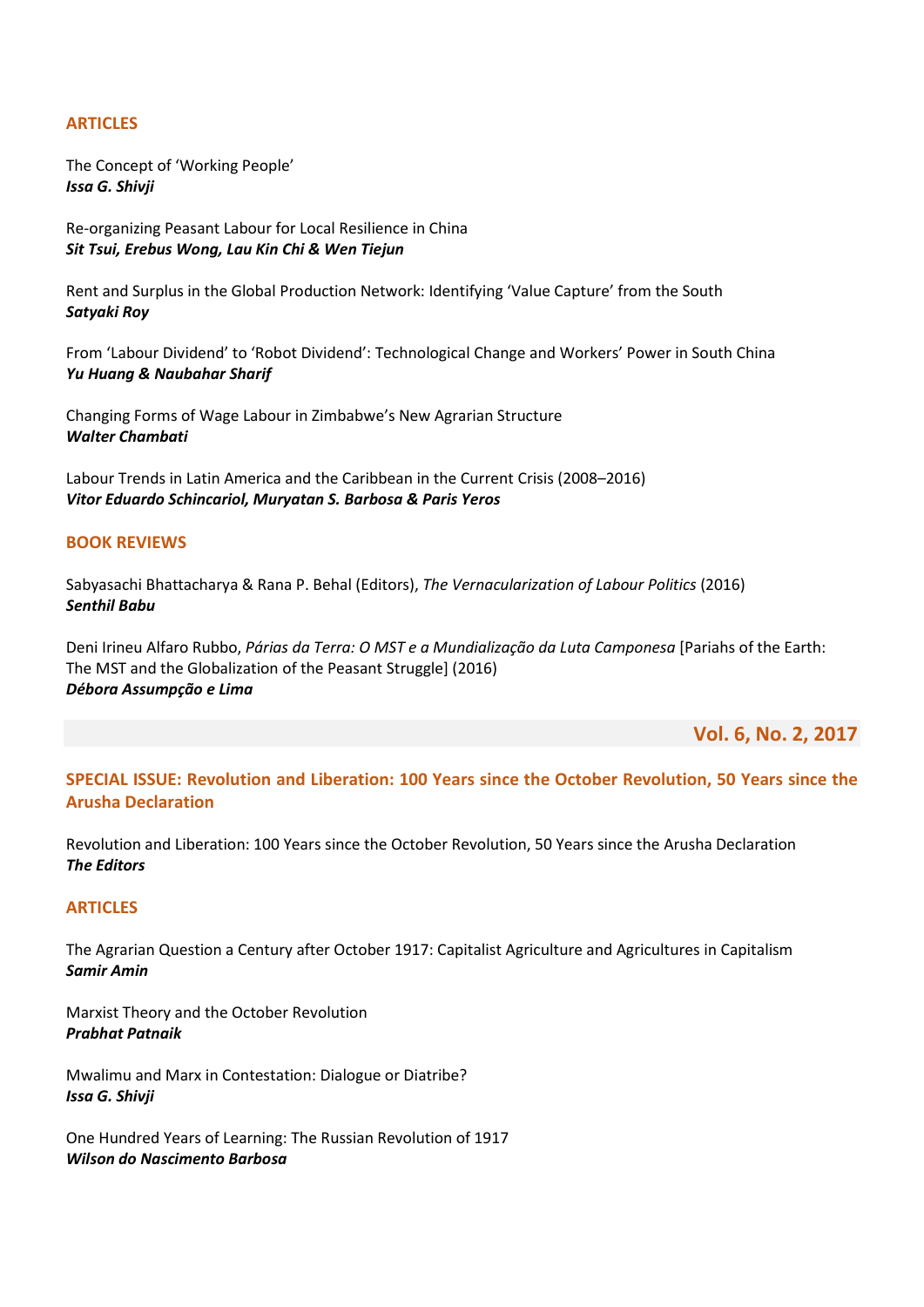## ARTICLES

The Concept of 'Working People'
***Issa G. Shivji***

Re-organizing Peasant Labour for Local Resilience in China
***Sit Tsui, Erebus Wong, Lau Kin Chi & Wen Tiejun***

Rent and Surplus in the Global Production Network: Identifying 'Value Capture' from the South
***Satyaki Roy***

From 'Labour Dividend' to 'Robot Dividend': Technological Change and Workers' Power in South China
***Yu Huang & Naubahar Sharif***

Changing Forms of Wage Labour in Zimbabwe's New Agrarian Structure
***Walter Chambati***

Labour Trends in Latin America and the Caribbean in the Current Crisis (2008–2016)
***Vitor Eduardo Schincariol, Muryatan S. Barbosa & Paris Yeros***

## BOOK REVIEWS

Sabyasachi Bhattacharya & Rana P. Behal (Editors), *The Vernacularization of Labour Politics* (2016)
***Senthil Babu***

Deni Irineu Alfaro Rubbo, *Párias da Terra: O MST e a Mundialização da Luta Camponesa* [Pariahs of the Earth: The MST and the Globalization of the Peasant Struggle] (2016)
***Débora Assumpção e Lima***

# Vol. 6, No. 2, 2017

## SPECIAL ISSUE: Revolution and Liberation: 100 Years since the October Revolution, 50 Years since the Arusha Declaration

Revolution and Liberation: 100 Years since the October Revolution, 50 Years since the Arusha Declaration
***The Editors***

## ARTICLES

The Agrarian Question a Century after October 1917: Capitalist Agriculture and Agricultures in Capitalism
***Samir Amin***

Marxist Theory and the October Revolution
***Prabhat Patnaik***

Mwalimu and Marx in Contestation: Dialogue or Diatribe?
***Issa G. Shivji***

One Hundred Years of Learning: The Russian Revolution of 1917
***Wilson do Nascimento Barbosa***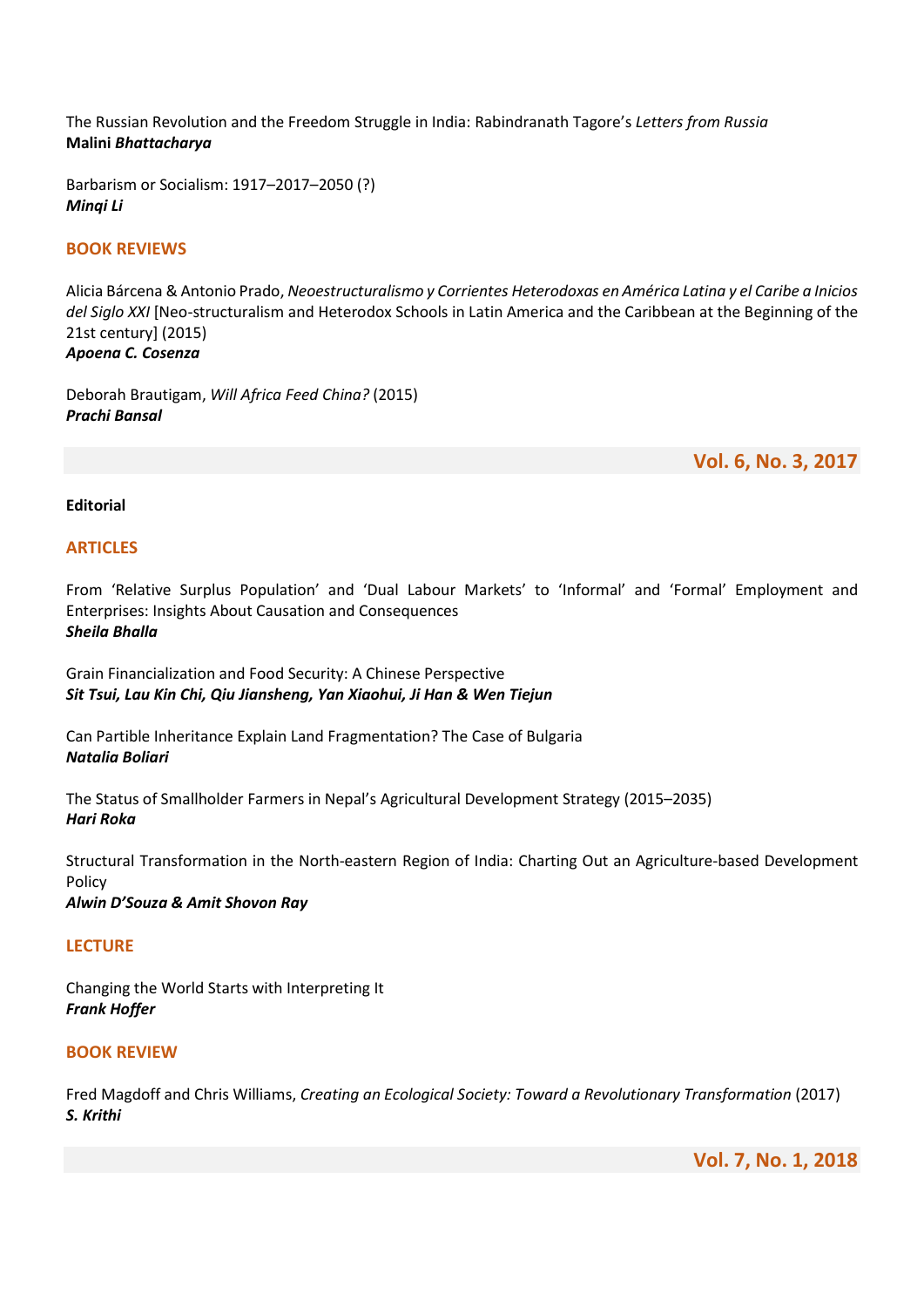The Russian Revolution and the Freedom Struggle in India: Rabindranath Tagore's *Letters from Russia*
**Malini *Bhattacharya***

Barbarism or Socialism: 1917–2017–2050 (?)
***Minqi Li***

### BOOK REVIEWS

Alicia Bárcena & Antonio Prado, *Neoestructuralismo y Corrientes Heterodoxas en América Latina y el Caribe a Inicios del Siglo XXI* [Neo-structuralism and Heterodox Schools in Latin America and the Caribbean at the Beginning of the 21st century] (2015)
***Apoena C. Cosenza***

Deborah Brautigam, *Will Africa Feed China?* (2015)
***Prachi Bansal***

## Vol. 6, No. 3, 2017

**Editorial**

### ARTICLES

From 'Relative Surplus Population' and 'Dual Labour Markets' to 'Informal' and 'Formal' Employment and Enterprises: Insights About Causation and Consequences
***Sheila Bhalla***

Grain Financialization and Food Security: A Chinese Perspective
***Sit Tsui, Lau Kin Chi, Qiu Jiansheng, Yan Xiaohui, Ji Han & Wen Tiejun***

Can Partible Inheritance Explain Land Fragmentation? The Case of Bulgaria
***Natalia Boliari***

The Status of Smallholder Farmers in Nepal's Agricultural Development Strategy (2015–2035)
***Hari Roka***

Structural Transformation in the North-eastern Region of India: Charting Out an Agriculture-based Development Policy
***Alwin D'Souza & Amit Shovon Ray***

### LECTURE

Changing the World Starts with Interpreting It
***Frank Hoffer***

### BOOK REVIEW

Fred Magdoff and Chris Williams, *Creating an Ecological Society: Toward a Revolutionary Transformation* (2017)
***S. Krithi***

## Vol. 7, No. 1, 2018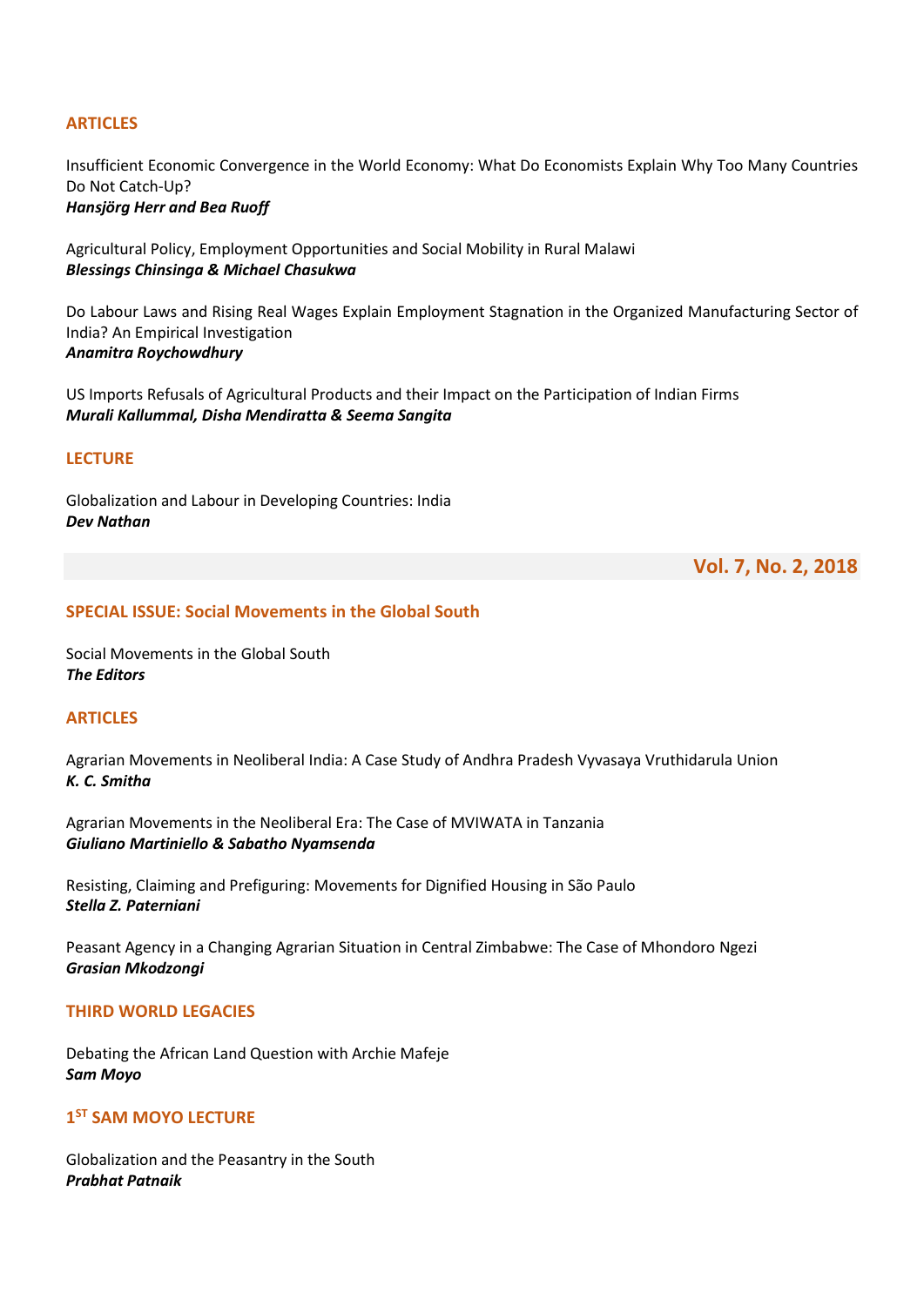### ARTICLES

Insufficient Economic Convergence in the World Economy: What Do Economists Explain Why Too Many Countries Do Not Catch-Up?
***Hansjörg Herr and Bea Ruoff***

Agricultural Policy, Employment Opportunities and Social Mobility in Rural Malawi
***Blessings Chinsinga & Michael Chasukwa***

Do Labour Laws and Rising Real Wages Explain Employment Stagnation in the Organized Manufacturing Sector of India? An Empirical Investigation
***Anamitra Roychowdhury***

US Imports Refusals of Agricultural Products and their Impact on the Participation of Indian Firms
***Murali Kallummal, Disha Mendiratta & Seema Sangita***

### LECTURE

Globalization and Labour in Developing Countries: India
***Dev Nathan***

## Vol. 7, No. 2, 2018

### SPECIAL ISSUE: Social Movements in the Global South

Social Movements in the Global South
***The Editors***

### ARTICLES

Agrarian Movements in Neoliberal India: A Case Study of Andhra Pradesh Vyvasaya Vruthidarula Union
***K. C. Smitha***

Agrarian Movements in the Neoliberal Era: The Case of MVIWATA in Tanzania
***Giuliano Martiniello & Sabatho Nyamsenda***

Resisting, Claiming and Prefiguring: Movements for Dignified Housing in São Paulo
***Stella Z. Paterniani***

Peasant Agency in a Changing Agrarian Situation in Central Zimbabwe: The Case of Mhondoro Ngezi
***Grasian Mkodzongi***

### THIRD WORLD LEGACIES

Debating the African Land Question with Archie Mafeje
***Sam Moyo***

### 1ST SAM MOYO LECTURE

Globalization and the Peasantry in the South
***Prabhat Patnaik***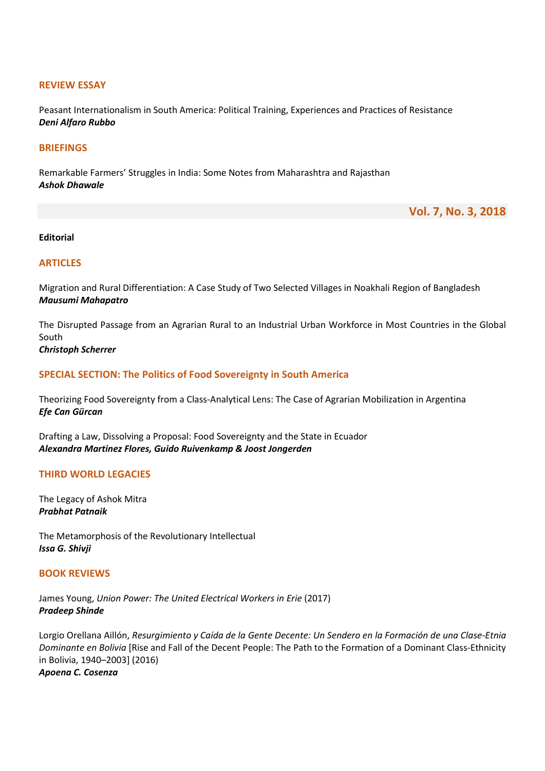## REVIEW ESSAY

Peasant Internationalism in South America: Political Training, Experiences and Practices of Resistance
***Deni Alfaro Rubbo***

## BRIEFINGS

Remarkable Farmers' Struggles in India: Some Notes from Maharashtra and Rajasthan
***Ashok Dhawale***

# Vol. 7, No. 3, 2018

**Editorial**

## ARTICLES

Migration and Rural Differentiation: A Case Study of Two Selected Villages in Noakhali Region of Bangladesh
***Mausumi Mahapatro***

The Disrupted Passage from an Agrarian Rural to an Industrial Urban Workforce in Most Countries in the Global South
***Christoph Scherrer***

## SPECIAL SECTION: The Politics of Food Sovereignty in South America

Theorizing Food Sovereignty from a Class-Analytical Lens: The Case of Agrarian Mobilization in Argentina
***Efe Can Gürcan***

Drafting a Law, Dissolving a Proposal: Food Sovereignty and the State in Ecuador
***Alexandra Martinez Flores, Guido Ruivenkamp & Joost Jongerden***

## THIRD WORLD LEGACIES

The Legacy of Ashok Mitra
***Prabhat Patnaik***

The Metamorphosis of the Revolutionary Intellectual
***Issa G. Shivji***

## BOOK REVIEWS

James Young, *Union Power: The United Electrical Workers in Erie* (2017)
***Pradeep Shinde***

Lorgio Orellana Aillón, *Resurgimiento y Caída de la Gente Decente: Un Sendero en la Formación de una Clase-Etnia Dominante en Bolivia* [Rise and Fall of the Decent People: The Path to the Formation of a Dominant Class-Ethnicity in Bolivia, 1940–2003] (2016)
***Apoena C. Cosenza***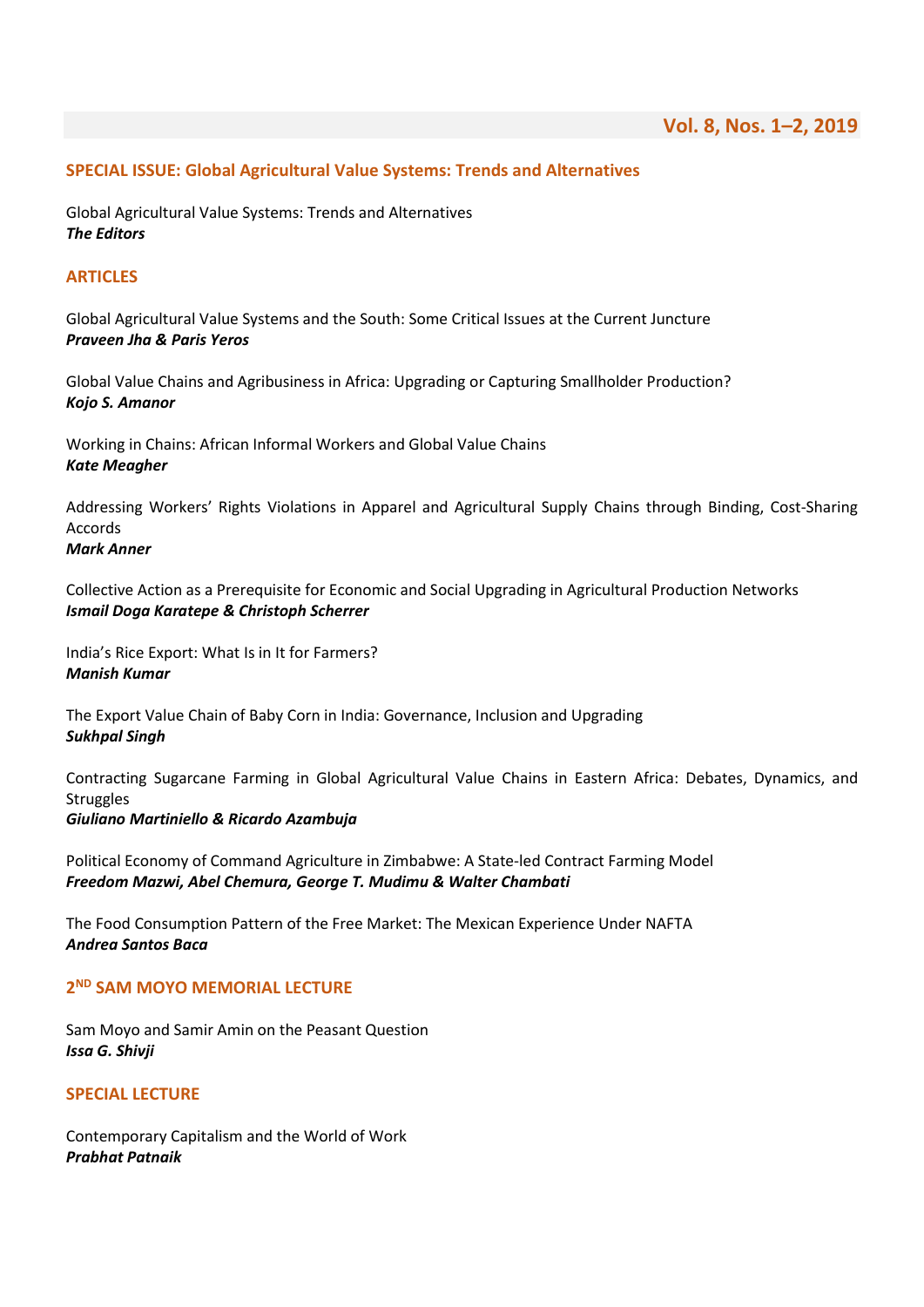**Vol. 8, Nos. 1–2, 2019**

## SPECIAL ISSUE: Global Agricultural Value Systems: Trends and Alternatives

Global Agricultural Value Systems: Trends and Alternatives
***The Editors***

## ARTICLES

Global Agricultural Value Systems and the South: Some Critical Issues at the Current Juncture
***Praveen Jha & Paris Yeros***

Global Value Chains and Agribusiness in Africa: Upgrading or Capturing Smallholder Production?
***Kojo S. Amanor***

Working in Chains: African Informal Workers and Global Value Chains
***Kate Meagher***

Addressing Workers' Rights Violations in Apparel and Agricultural Supply Chains through Binding, Cost-Sharing Accords
***Mark Anner***

Collective Action as a Prerequisite for Economic and Social Upgrading in Agricultural Production Networks
***Ismail Doga Karatepe & Christoph Scherrer***

India's Rice Export: What Is in It for Farmers?
***Manish Kumar***

The Export Value Chain of Baby Corn in India: Governance, Inclusion and Upgrading
***Sukhpal Singh***

Contracting Sugarcane Farming in Global Agricultural Value Chains in Eastern Africa: Debates, Dynamics, and Struggles
***Giuliano Martiniello & Ricardo Azambuja***

Political Economy of Command Agriculture in Zimbabwe: A State-led Contract Farming Model
***Freedom Mazwi, Abel Chemura, George T. Mudimu & Walter Chambati***

The Food Consumption Pattern of the Free Market: The Mexican Experience Under NAFTA
***Andrea Santos Baca***

## 2ND SAM MOYO MEMORIAL LECTURE

Sam Moyo and Samir Amin on the Peasant Question
***Issa G. Shivji***

## SPECIAL LECTURE

Contemporary Capitalism and the World of Work
***Prabhat Patnaik***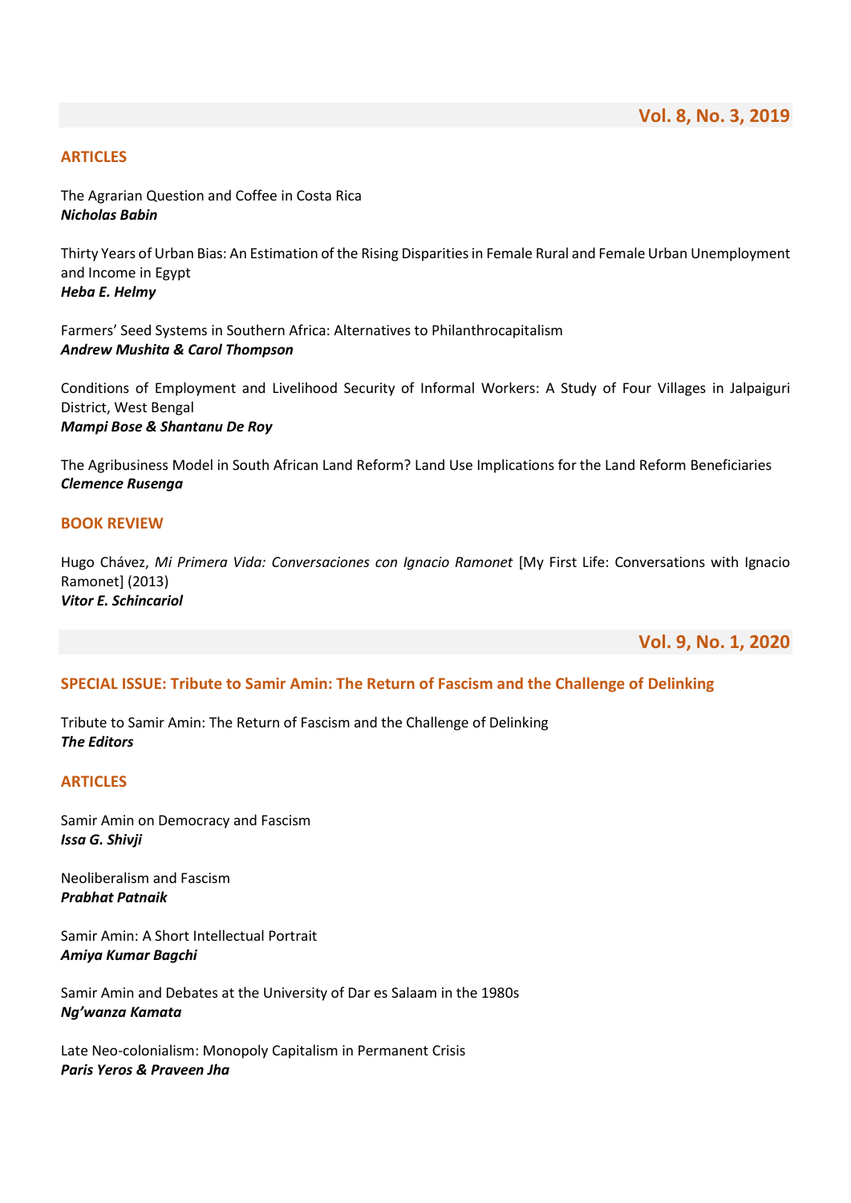## Vol. 8, No. 3, 2019

### ARTICLES

The Agrarian Question and Coffee in Costa Rica
***Nicholas Babin***

Thirty Years of Urban Bias: An Estimation of the Rising Disparities in Female Rural and Female Urban Unemployment and Income in Egypt
***Heba E. Helmy***

Farmers' Seed Systems in Southern Africa: Alternatives to Philanthrocapitalism
***Andrew Mushita & Carol Thompson***

Conditions of Employment and Livelihood Security of Informal Workers: A Study of Four Villages in Jalpaiguri District, West Bengal
***Mampi Bose & Shantanu De Roy***

The Agribusiness Model in South African Land Reform? Land Use Implications for the Land Reform Beneficiaries
***Clemence Rusenga***

### BOOK REVIEW

Hugo Chávez, *Mi Primera Vida: Conversaciones con Ignacio Ramonet* [My First Life: Conversations with Ignacio Ramonet] (2013)
***Vitor E. Schincariol***

## Vol. 9, No. 1, 2020

### SPECIAL ISSUE: Tribute to Samir Amin: The Return of Fascism and the Challenge of Delinking

Tribute to Samir Amin: The Return of Fascism and the Challenge of Delinking
***The Editors***

### ARTICLES

Samir Amin on Democracy and Fascism
***Issa G. Shivji***

Neoliberalism and Fascism
***Prabhat Patnaik***

Samir Amin: A Short Intellectual Portrait
***Amiya Kumar Bagchi***

Samir Amin and Debates at the University of Dar es Salaam in the 1980s
***Ng'wanza Kamata***

Late Neo-colonialism: Monopoly Capitalism in Permanent Crisis
***Paris Yeros & Praveen Jha***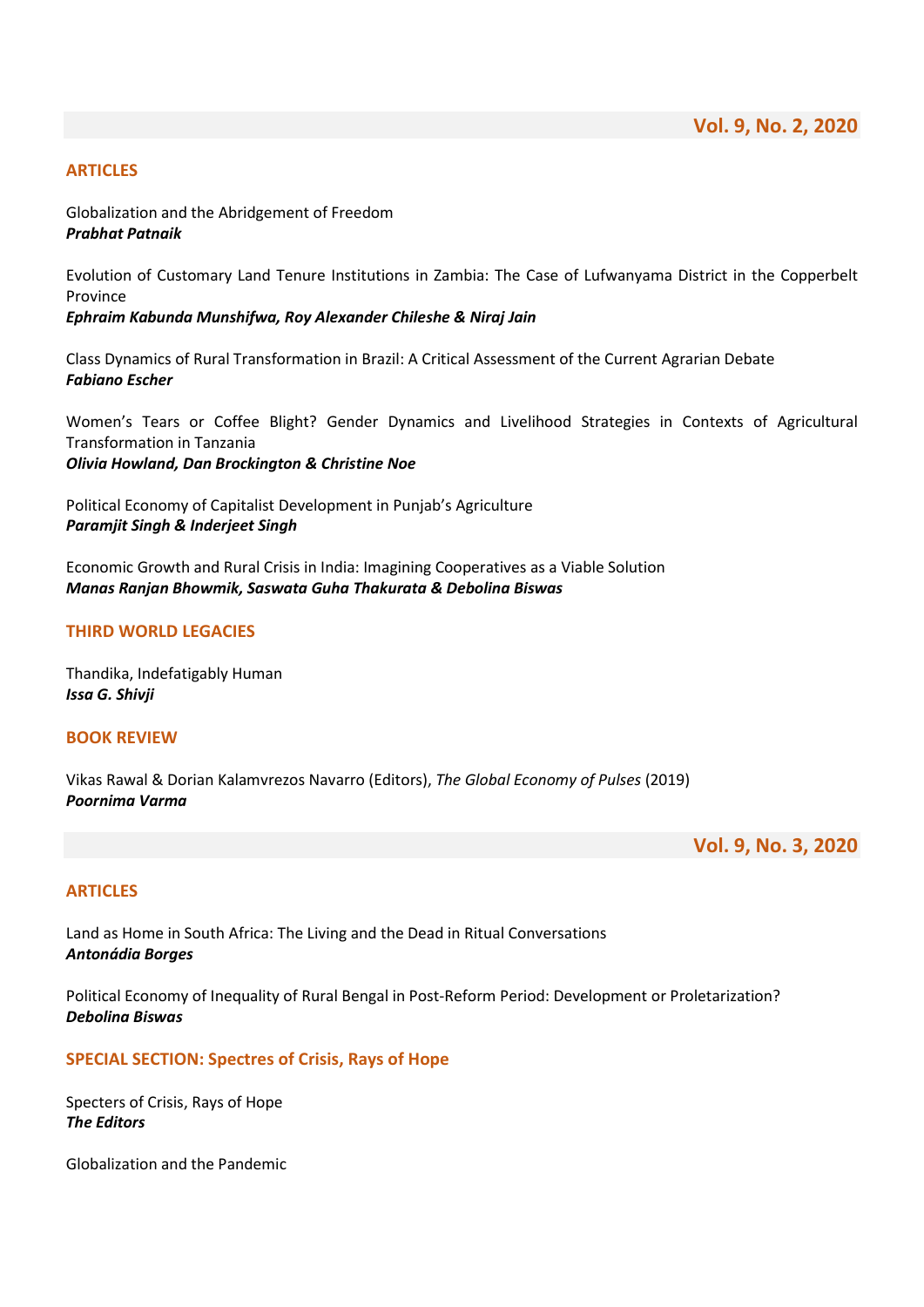## Vol. 9, No. 2, 2020

### ARTICLES

Globalization and the Abridgement of Freedom
***Prabhat Patnaik***

Evolution of Customary Land Tenure Institutions in Zambia: The Case of Lufwanyama District in the Copperbelt Province
***Ephraim Kabunda Munshifwa, Roy Alexander Chileshe & Niraj Jain***

Class Dynamics of Rural Transformation in Brazil: A Critical Assessment of the Current Agrarian Debate
***Fabiano Escher***

Women's Tears or Coffee Blight? Gender Dynamics and Livelihood Strategies in Contexts of Agricultural Transformation in Tanzania
***Olivia Howland, Dan Brockington & Christine Noe***

Political Economy of Capitalist Development in Punjab's Agriculture
***Paramjit Singh & Inderjeet Singh***

Economic Growth and Rural Crisis in India: Imagining Cooperatives as a Viable Solution
***Manas Ranjan Bhowmik, Saswata Guha Thakurata & Debolina Biswas***

### THIRD WORLD LEGACIES

Thandika, Indefatigably Human
***Issa G. Shivji***

### BOOK REVIEW

Vikas Rawal & Dorian Kalamvrezos Navarro (Editors), *The Global Economy of Pulses* (2019)
***Poornima Varma***

## Vol. 9, No. 3, 2020

### ARTICLES

Land as Home in South Africa: The Living and the Dead in Ritual Conversations
***Antonádia Borges***

Political Economy of Inequality of Rural Bengal in Post-Reform Period: Development or Proletarization?
***Debolina Biswas***

### SPECIAL SECTION: Spectres of Crisis, Rays of Hope

Specters of Crisis, Rays of Hope
***The Editors***

Globalization and the Pandemic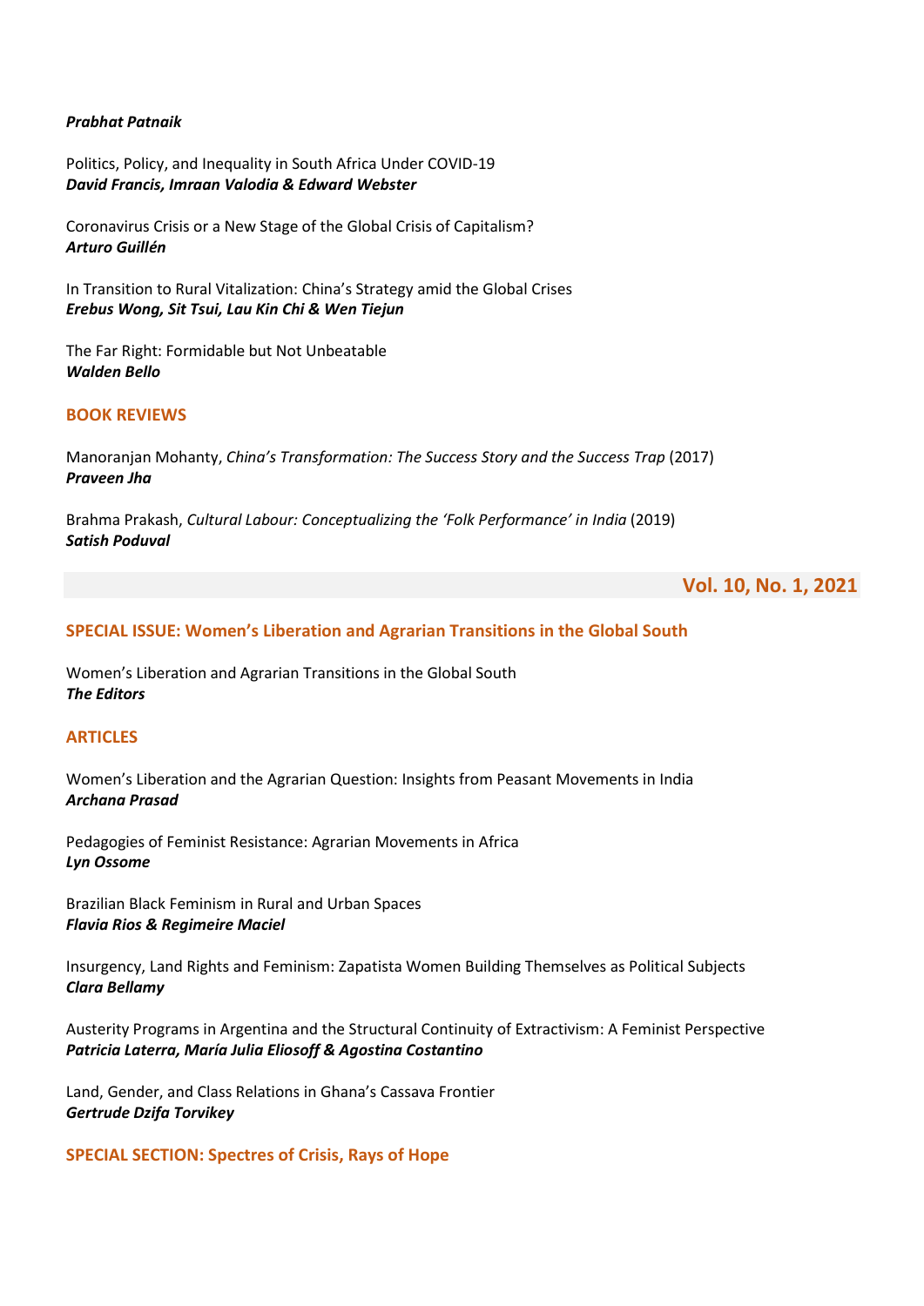***Prabhat Patnaik***

Politics, Policy, and Inequality in South Africa Under COVID-19
***David Francis, Imraan Valodia & Edward Webster***

Coronavirus Crisis or a New Stage of the Global Crisis of Capitalism?
***Arturo Guillén***

In Transition to Rural Vitalization: China's Strategy amid the Global Crises
***Erebus Wong, Sit Tsui, Lau Kin Chi & Wen Tiejun***

The Far Right: Formidable but Not Unbeatable
***Walden Bello***

### BOOK REVIEWS

Manoranjan Mohanty, *China's Transformation: The Success Story and the Success Trap* (2017)
***Praveen Jha***

Brahma Prakash, *Cultural Labour: Conceptualizing the 'Folk Performance' in India* (2019)
***Satish Poduval***

## Vol. 10, No. 1, 2021

### SPECIAL ISSUE: Women's Liberation and Agrarian Transitions in the Global South

Women's Liberation and Agrarian Transitions in the Global South
***The Editors***

### ARTICLES

Women's Liberation and the Agrarian Question: Insights from Peasant Movements in India
***Archana Prasad***

Pedagogies of Feminist Resistance: Agrarian Movements in Africa
***Lyn Ossome***

Brazilian Black Feminism in Rural and Urban Spaces
***Flavia Rios & Regimeire Maciel***

Insurgency, Land Rights and Feminism: Zapatista Women Building Themselves as Political Subjects
***Clara Bellamy***

Austerity Programs in Argentina and the Structural Continuity of Extractivism: A Feminist Perspective
***Patricia Laterra, María Julia Eliosoff & Agostina Costantino***

Land, Gender, and Class Relations in Ghana's Cassava Frontier
***Gertrude Dzifa Torvikey***

### SPECIAL SECTION: Spectres of Crisis, Rays of Hope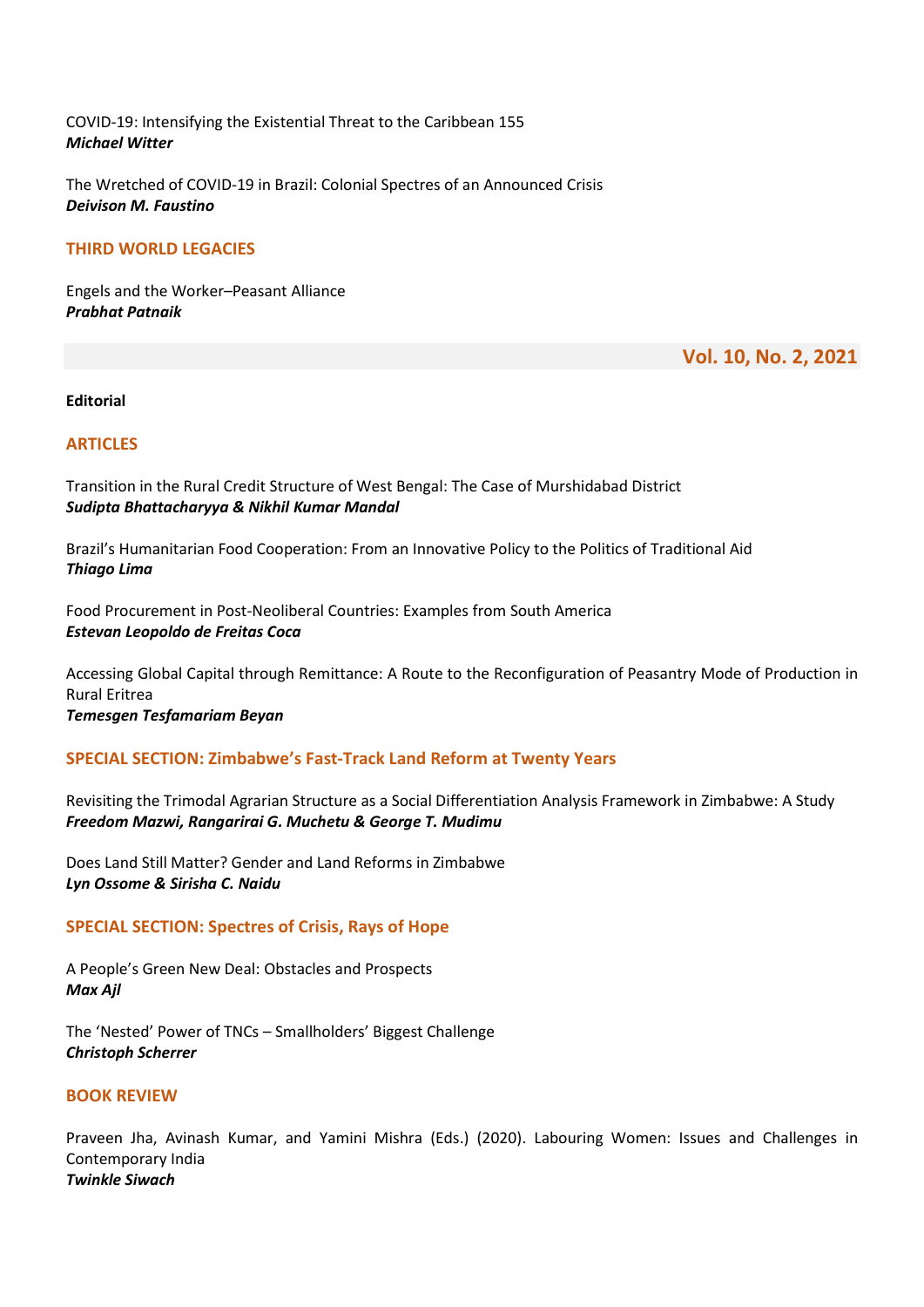COVID-19: Intensifying the Existential Threat to the Caribbean 155
***Michael Witter***

The Wretched of COVID-19 in Brazil: Colonial Spectres of an Announced Crisis
***Deivison M. Faustino***

### THIRD WORLD LEGACIES

Engels and the Worker–Peasant Alliance
***Prabhat Patnaik***

## Vol. 10, No. 2, 2021

**Editorial**

### ARTICLES

Transition in the Rural Credit Structure of West Bengal: The Case of Murshidabad District
***Sudipta Bhattacharyya & Nikhil Kumar Mandal***

Brazil's Humanitarian Food Cooperation: From an Innovative Policy to the Politics of Traditional Aid
***Thiago Lima***

Food Procurement in Post-Neoliberal Countries: Examples from South America
***Estevan Leopoldo de Freitas Coca***

Accessing Global Capital through Remittance: A Route to the Reconfiguration of Peasantry Mode of Production in Rural Eritrea
***Temesgen Tesfamariam Beyan***

### SPECIAL SECTION: Zimbabwe's Fast-Track Land Reform at Twenty Years

Revisiting the Trimodal Agrarian Structure as a Social Differentiation Analysis Framework in Zimbabwe: A Study
***Freedom Mazwi, Rangarirai G. Muchetu & George T. Mudimu***

Does Land Still Matter? Gender and Land Reforms in Zimbabwe
***Lyn Ossome & Sirisha C. Naidu***

### SPECIAL SECTION: Spectres of Crisis, Rays of Hope

A People's Green New Deal: Obstacles and Prospects
***Max Ajl***

The 'Nested' Power of TNCs – Smallholders' Biggest Challenge
***Christoph Scherrer***

### BOOK REVIEW

Praveen Jha, Avinash Kumar, and Yamini Mishra (Eds.) (2020). Labouring Women: Issues and Challenges in Contemporary India
***Twinkle Siwach***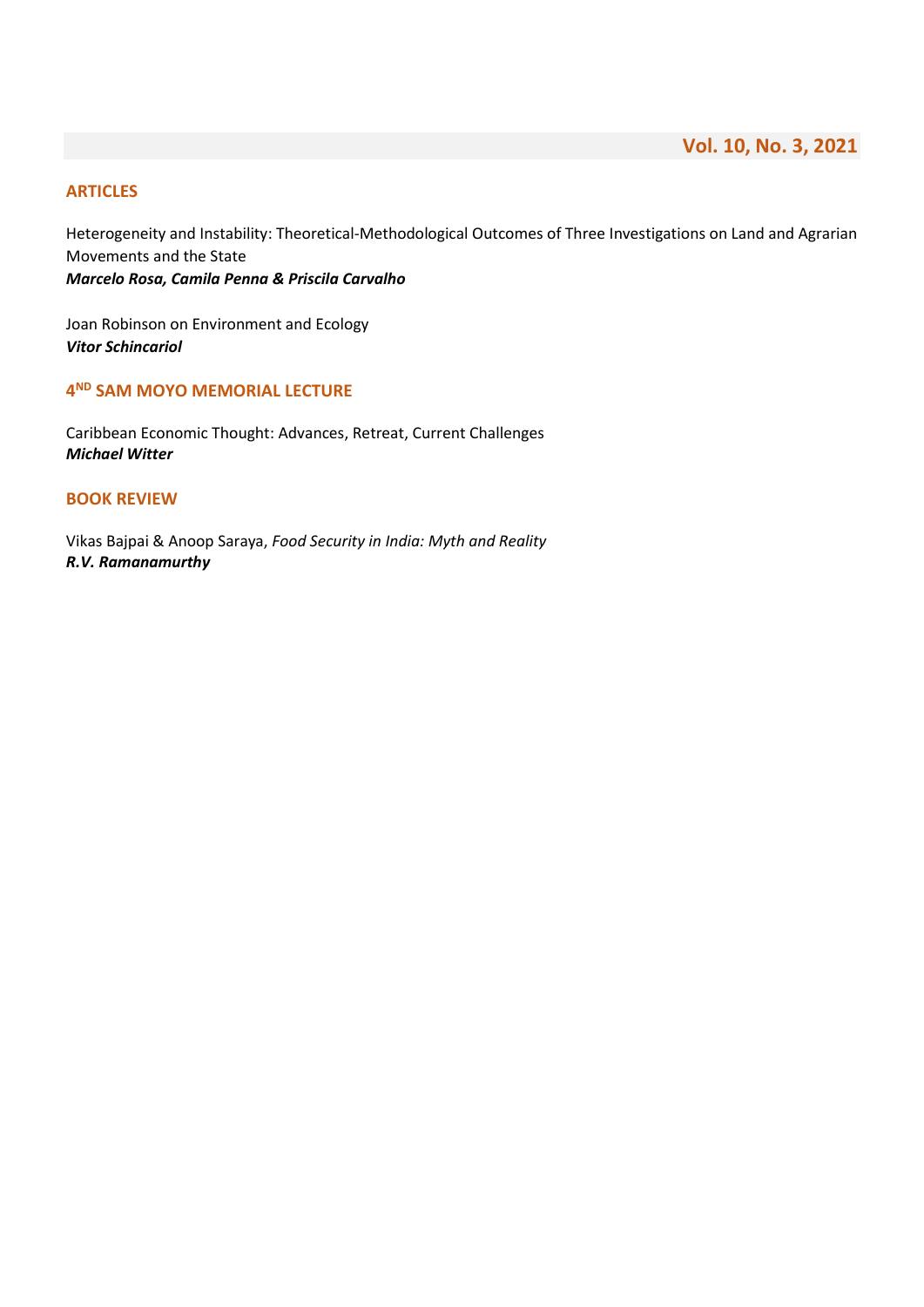**Vol. 10, No. 3, 2021**

## ARTICLES

Heterogeneity and Instability: Theoretical-Methodological Outcomes of Three Investigations on Land and Agrarian Movements and the State
***Marcelo Rosa, Camila Penna & Priscila Carvalho***

Joan Robinson on Environment and Ecology
***Vitor Schincariol***

## 4ND SAM MOYO MEMORIAL LECTURE

Caribbean Economic Thought: Advances, Retreat, Current Challenges
***Michael Witter***

## BOOK REVIEW

Vikas Bajpai & Anoop Saraya, *Food Security in India: Myth and Reality*
***R.V. Ramanamurthy***